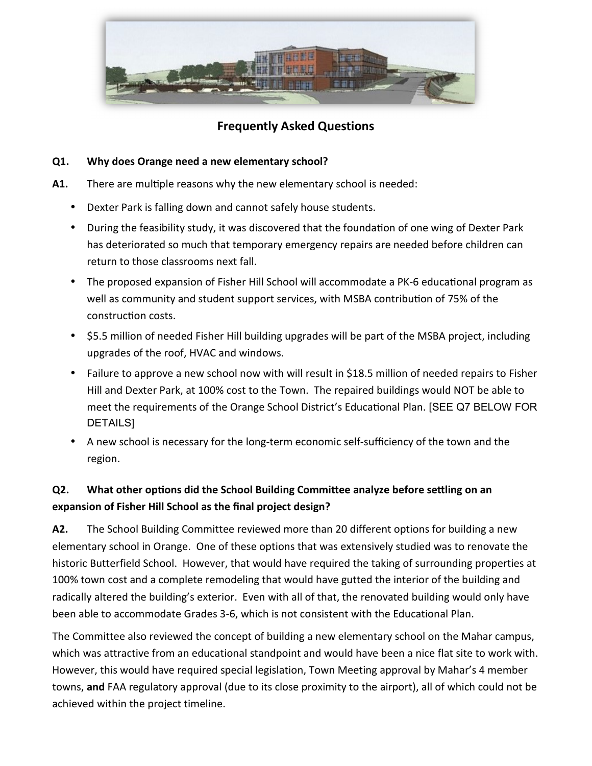## Frequently Asked Questions

**Q1. Why does Orange need a new elementary school?**

**A1.** There are multiple reasons why the new elementary school is needed:

- Dexter Park is falling down and cannot safely house students.
- During the feasibility study, it was discovered that the foundation of one wing of Dexter Park has deteriorated so much that temporary emergency repairs are needed before children can return to those classrooms next fall.
- The proposed expansion of Fisher Hill School will accommodate a PK-6 educational program as well as community and student support services, with MSBA contribution of 75% of the construction costs.
- $5.5 million of needed Fisher Hill building upgrades will be part of the MSBA project, including upgrades of the roof, HVAC and windows.
- Failure to approve a new school now with will result in $18.5 million of needed repairs to Fisher Hill and Dexter Park, at 100% cost to the Town. The repaired buildings would NOT be able to meet the requirements of the Orange School District's Educational Plan. [SEE Q7 BELOW FOR DETAILS]
- A new school is necessary for the long-term economic self-sufficiency of the town and the region.

**Q2. What other options did the School Building Committee analyze before settling on an expansion of Fisher Hill School as the final project design?**

**A2.** The School Building Committee reviewed more than 20 different options for building a new elementary school in Orange. One of these options that was extensively studied was to renovate the historic Butterfield School. However, that would have required the taking of surrounding properties at 100% town cost and a complete remodeling that would have gutted the interior of the building and radically altered the building's exterior. Even with all of that, the renovated building would only have been able to accommodate Grades 3-6, which is not consistent with the Educational Plan.

The Committee also reviewed the concept of building a new elementary school on the Mahar campus, which was attractive from an educational standpoint and would have been a nice flat site to work with. However, this would have required special legislation, Town Meeting approval by Mahar's 4 member towns, **and** FAA regulatory approval (due to its close proximity to the airport), all of which could not be achieved within the project timeline.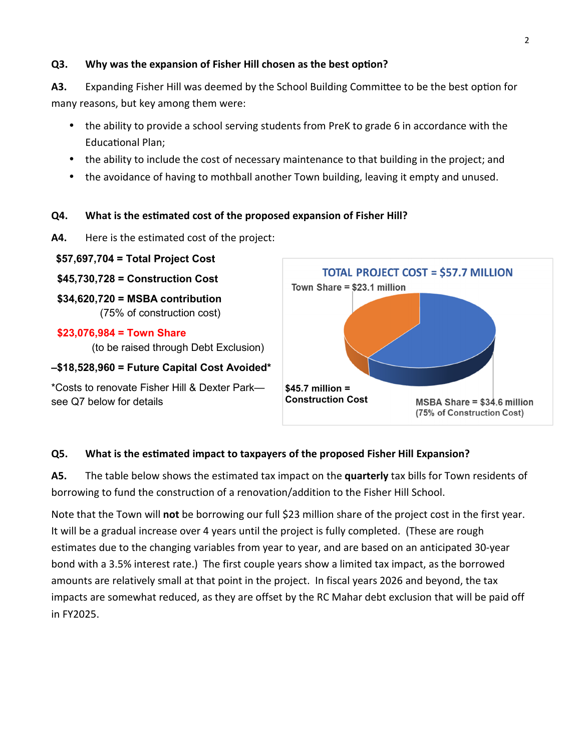**Q3. Why was the expansion of Fisher Hill chosen as the best option?**

**A3.** Expanding Fisher Hill was deemed by the School Building Committee to be the best option for many reasons, but key among them were:

- the ability to provide a school serving students from PreK to grade 6 in accordance with the Educational Plan;
- the ability to include the cost of necessary maintenance to that building in the project; and
- the avoidance of having to mothball another Town building, leaving it empty and unused.

**Q4. What is the estimated cost of the proposed expansion of Fisher Hill?**

**A4.** Here is the estimated cost of the project:

**$57,697,704 = Total Project Cost**

**$45,730,728 = Construction Cost**

**$34,620,720 = MSBA contribution**
(75% of construction cost)

**$23,076,984 = Town Share**
(to be raised through Debt Exclusion)

**–$18,528,960 = Future Capital Cost Avoided***

*Costs to renovate Fisher Hill & Dexter Park—see Q7 below for details

TOTAL PROJECT COST = $57.7 MILLION

Town Share = $23.1 million

**$45.7 million = Construction Cost**

MSBA Share = $34.6 million (75% of Construction Cost)

**Q5. What is the estimated impact to taxpayers of the proposed Fisher Hill Expansion?**

**A5.** The table below shows the estimated tax impact on the **quarterly** tax bills for Town residents of borrowing to fund the construction of a renovation/addition to the Fisher Hill School.

Note that the Town will **not** be borrowing our full $23 million share of the project cost in the first year. It will be a gradual increase over 4 years until the project is fully completed. (These are rough estimates due to the changing variables from year to year, and are based on an anticipated 30-year bond with a 3.5% interest rate.) The first couple years show a limited tax impact, as the borrowed amounts are relatively small at that point in the project. In fiscal years 2026 and beyond, the tax impacts are somewhat reduced, as they are offset by the RC Mahar debt exclusion that will be paid off in FY2025.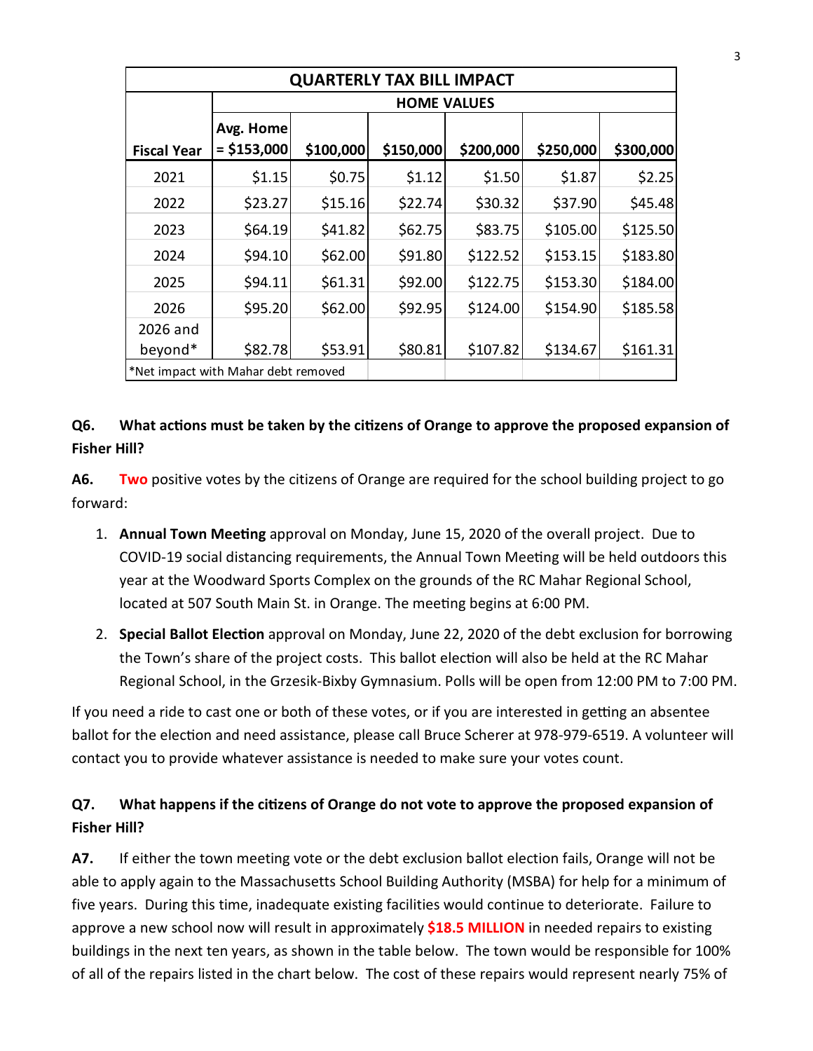| QUARTERLY TAX BILL IMPACT | | | | | | |
|---|---|---|---|---|---|---|
| | HOME VALUES | | | | | |
| Fiscal Year | Avg. Home = $153,000 | $100,000 | $150,000 | $200,000 | $250,000 | $300,000 |
| 2021 | $1.15 | $0.75 | $1.12 | $1.50 | $1.87 | $2.25 |
| 2022 | $23.27 | $15.16 | $22.74 | $30.32 | $37.90 | $45.48 |
| 2023 | $64.19 | $41.82 | $62.75 | $83.75 | $105.00 | $125.50 |
| 2024 | $94.10 | $62.00 | $91.80 | $122.52 | $153.15 | $183.80 |
| 2025 | $94.11 | $61.31 | $92.00 | $122.75 | $153.30 | $184.00 |
| 2026 | $95.20 | $62.00 | $92.95 | $124.00 | $154.90 | $185.58 |
| 2026 and beyond* | $82.78 | $53.91 | $80.81 | $107.82 | $134.67 | $161.31 |
| *Net impact with Mahar debt removed | | | | | | |

**Q6. What actions must be taken by the citizens of Orange to approve the proposed expansion of Fisher Hill?**

**A6.** **Two** positive votes by the citizens of Orange are required for the school building project to go forward:

1. **Annual Town Meeting** approval on Monday, June 15, 2020 of the overall project. Due to COVID-19 social distancing requirements, the Annual Town Meeting will be held outdoors this year at the Woodward Sports Complex on the grounds of the RC Mahar Regional School, located at 507 South Main St. in Orange. The meeting begins at 6:00 PM.
2. **Special Ballot Election** approval on Monday, June 22, 2020 of the debt exclusion for borrowing the Town's share of the project costs. This ballot election will also be held at the RC Mahar Regional School, in the Grzesik-Bixby Gymnasium. Polls will be open from 12:00 PM to 7:00 PM.

If you need a ride to cast one or both of these votes, or if you are interested in getting an absentee ballot for the election and need assistance, please call Bruce Scherer at 978-979-6519. A volunteer will contact you to provide whatever assistance is needed to make sure your votes count.

**Q7. What happens if the citizens of Orange do not vote to approve the proposed expansion of Fisher Hill?**

**A7.** If either the town meeting vote or the debt exclusion ballot election fails, Orange will not be able to apply again to the Massachusetts School Building Authority (MSBA) for help for a minimum of five years. During this time, inadequate existing facilities would continue to deteriorate. Failure to approve a new school now will result in approximately **$18.5 MILLION** in needed repairs to existing buildings in the next ten years, as shown in the table below. The town would be responsible for 100% of all of the repairs listed in the chart below. The cost of these repairs would represent nearly 75% of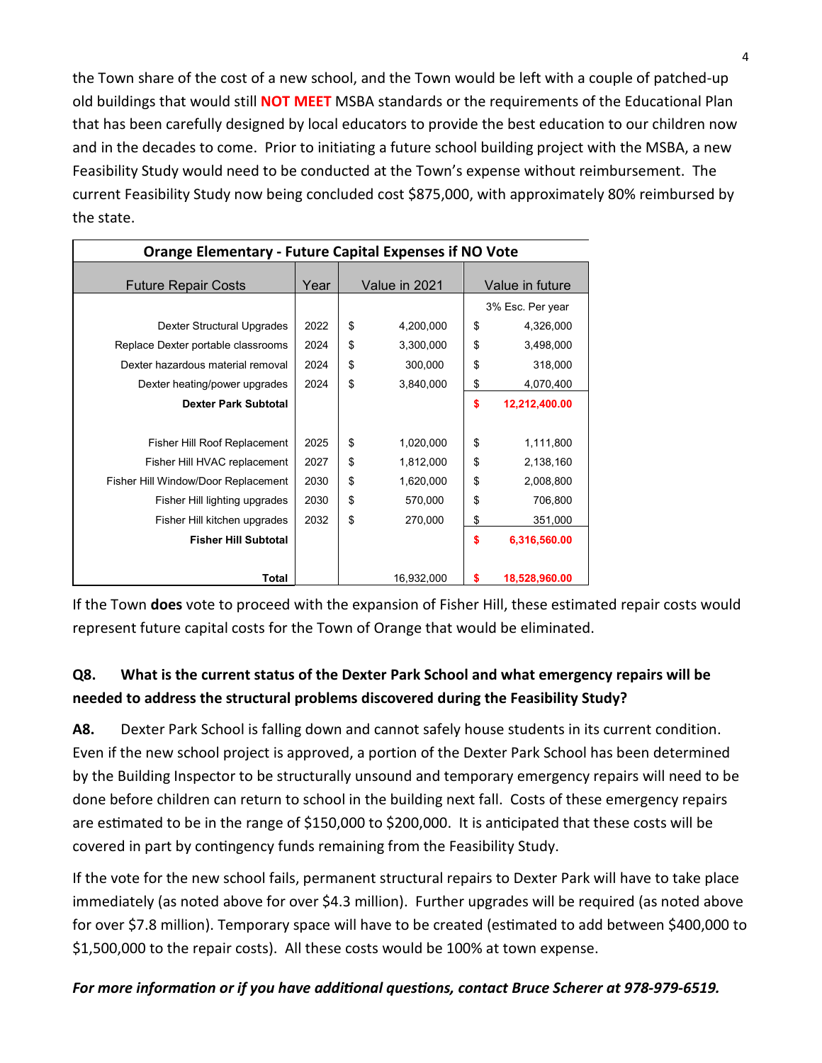the Town share of the cost of a new school, and the Town would be left with a couple of patched-up old buildings that would still **NOT MEET** MSBA standards or the requirements of the Educational Plan that has been carefully designed by local educators to provide the best education to our children now and in the decades to come. Prior to initiating a future school building project with the MSBA, a new Feasibility Study would need to be conducted at the Town's expense without reimbursement. The current Feasibility Study now being concluded cost $875,000, with approximately 80% reimbursed by the state.

| Orange Elementary - Future Capital Expenses if NO Vote | | | |
|---|---|---|---|
| Future Repair Costs | Year | Value in 2021 | Value in future |
| | | | 3% Esc. Per year |
| Dexter Structural Upgrades | 2022 | $ 4,200,000 | $ 4,326,000 |
| Replace Dexter portable classrooms | 2024 | $ 3,300,000 | $ 3,498,000 |
| Dexter hazardous material removal | 2024 | $ 300,000 | $ 318,000 |
| Dexter heating/power upgrades | 2024 | $ 3,840,000 | $ 4,070,400 |
| **Dexter Park Subtotal** | | | **$ 12,212,400.00** |
| | | | |
| Fisher Hill Roof Replacement | 2025 | $ 1,020,000 | $ 1,111,800 |
| Fisher Hill HVAC replacement | 2027 | $ 1,812,000 | $ 2,138,160 |
| Fisher Hill Window/Door Replacement | 2030 | $ 1,620,000 | $ 2,008,800 |
| Fisher Hill lighting upgrades | 2030 | $ 570,000 | $ 706,800 |
| Fisher Hill kitchen upgrades | 2032 | $ 270,000 | $ 351,000 |
| **Fisher Hill Subtotal** | | | **$ 6,316,560.00** |
| | | | |
| **Total** | | 16,932,000 | **$ 18,528,960.00** |

If the Town **does** vote to proceed with the expansion of Fisher Hill, these estimated repair costs would represent future capital costs for the Town of Orange that would be eliminated.

**Q8. What is the current status of the Dexter Park School and what emergency repairs will be needed to address the structural problems discovered during the Feasibility Study?**

**A8.** Dexter Park School is falling down and cannot safely house students in its current condition. Even if the new school project is approved, a portion of the Dexter Park School has been determined by the Building Inspector to be structurally unsound and temporary emergency repairs will need to be done before children can return to school in the building next fall. Costs of these emergency repairs are estimated to be in the range of $150,000 to $200,000. It is anticipated that these costs will be covered in part by contingency funds remaining from the Feasibility Study.

If the vote for the new school fails, permanent structural repairs to Dexter Park will have to take place immediately (as noted above for over $4.3 million). Further upgrades will be required (as noted above for over $7.8 million). Temporary space will have to be created (estimated to add between $400,000 to $1,500,000 to the repair costs). All these costs would be 100% at town expense.

***For more information or if you have additional questions, contact Bruce Scherer at 978-979-6519.***